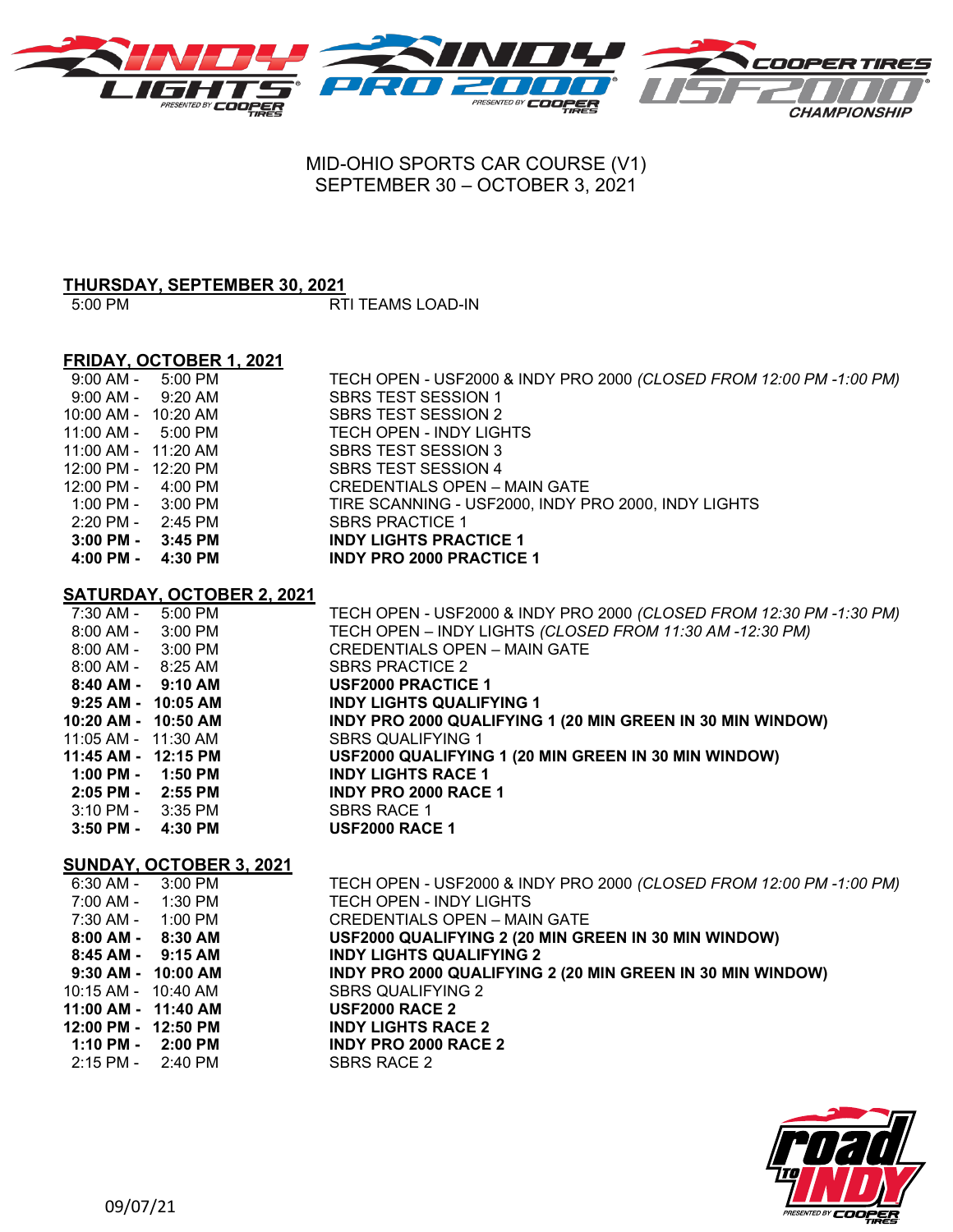MID-OHIO SPORTS CAR COURSE (V1)
SEPTEMBER 30 – OCTOBER 3, 2021

## THURSDAY, SEPTEMBER 30, 2021

| | |
|---|---|
| 5:00 PM | RTI TEAMS LOAD-IN |

## FRIDAY, OCTOBER 1, 2021

| | |
|---|---|
| 9:00 AM - 5:00 PM | TECH OPEN - USF2000 & INDY PRO 2000 *(CLOSED FROM 12:00 PM -1:00 PM)* |
| 9:00 AM - 9:20 AM | SBRS TEST SESSION 1 |
| 10:00 AM - 10:20 AM | SBRS TEST SESSION 2 |
| 11:00 AM - 5:00 PM | TECH OPEN - INDY LIGHTS |
| 11:00 AM - 11:20 AM | SBRS TEST SESSION 3 |
| 12:00 PM - 12:20 PM | SBRS TEST SESSION 4 |
| 12:00 PM - 4:00 PM | CREDENTIALS OPEN – MAIN GATE |
| 1:00 PM - 3:00 PM | TIRE SCANNING - USF2000, INDY PRO 2000, INDY LIGHTS |
| 2:20 PM - 2:45 PM | SBRS PRACTICE 1 |
| **3:00 PM - 3:45 PM** | **INDY LIGHTS PRACTICE 1** |
| **4:00 PM - 4:30 PM** | **INDY PRO 2000 PRACTICE 1** |

## SATURDAY, OCTOBER 2, 2021

| | |
|---|---|
| 7:30 AM - 5:00 PM | TECH OPEN - USF2000 & INDY PRO 2000 *(CLOSED FROM 12:30 PM -1:30 PM)* |
| 8:00 AM - 3:00 PM | TECH OPEN – INDY LIGHTS *(CLOSED FROM 11:30 AM -12:30 PM)* |
| 8:00 AM - 3:00 PM | CREDENTIALS OPEN – MAIN GATE |
| 8:00 AM - 8:25 AM | SBRS PRACTICE 2 |
| **8:40 AM - 9:10 AM** | **USF2000 PRACTICE 1** |
| **9:25 AM - 10:05 AM** | **INDY LIGHTS QUALIFYING 1** |
| **10:20 AM - 10:50 AM** | **INDY PRO 2000 QUALIFYING 1 (20 MIN GREEN IN 30 MIN WINDOW)** |
| 11:05 AM - 11:30 AM | SBRS QUALIFYING 1 |
| **11:45 AM - 12:15 PM** | **USF2000 QUALIFYING 1 (20 MIN GREEN IN 30 MIN WINDOW)** |
| **1:00 PM - 1:50 PM** | **INDY LIGHTS RACE 1** |
| **2:05 PM - 2:55 PM** | **INDY PRO 2000 RACE 1** |
| 3:10 PM - 3:35 PM | SBRS RACE 1 |
| **3:50 PM - 4:30 PM** | **USF2000 RACE 1** |

## SUNDAY, OCTOBER 3, 2021

| | |
|---|---|
| 6:30 AM - 3:00 PM | TECH OPEN - USF2000 & INDY PRO 2000 *(CLOSED FROM 12:00 PM -1:00 PM)* |
| 7:00 AM - 1:30 PM | TECH OPEN - INDY LIGHTS |
| 7:30 AM - 1:00 PM | CREDENTIALS OPEN – MAIN GATE |
| **8:00 AM - 8:30 AM** | **USF2000 QUALIFYING 2 (20 MIN GREEN IN 30 MIN WINDOW)** |
| **8:45 AM - 9:15 AM** | **INDY LIGHTS QUALIFYING 2** |
| **9:30 AM - 10:00 AM** | **INDY PRO 2000 QUALIFYING 2 (20 MIN GREEN IN 30 MIN WINDOW)** |
| 10:15 AM - 10:40 AM | SBRS QUALIFYING 2 |
| **11:00 AM - 11:40 AM** | **USF2000 RACE 2** |
| **12:00 PM - 12:50 PM** | **INDY LIGHTS RACE 2** |
| **1:10 PM - 2:00 PM** | **INDY PRO 2000 RACE 2** |
| 2:15 PM - 2:40 PM | SBRS RACE 2 |

09/07/21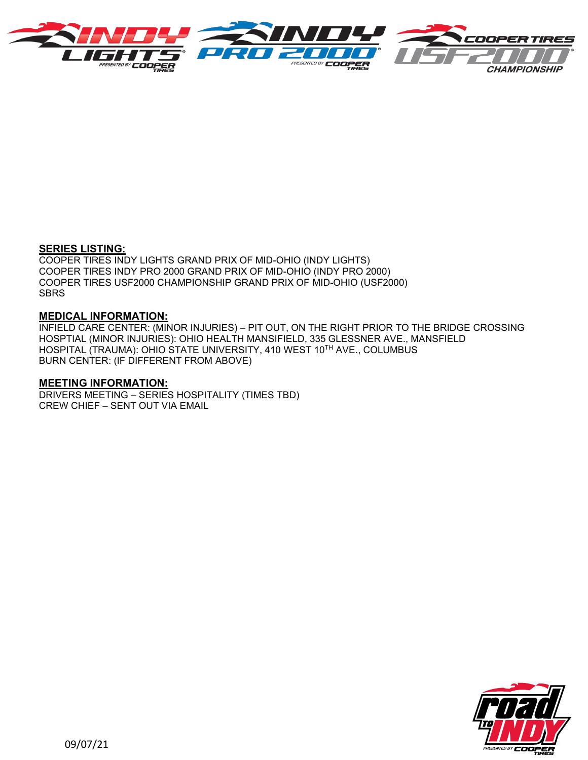**SERIES LISTING:**

COOPER TIRES INDY LIGHTS GRAND PRIX OF MID-OHIO (INDY LIGHTS)
COOPER TIRES INDY PRO 2000 GRAND PRIX OF MID-OHIO (INDY PRO 2000)
COOPER TIRES USF2000 CHAMPIONSHIP GRAND PRIX OF MID-OHIO (USF2000)
SBRS

**MEDICAL INFORMATION:**

INFIELD CARE CENTER: (MINOR INJURIES) – PIT OUT, ON THE RIGHT PRIOR TO THE BRIDGE CROSSING
HOSPTIAL (MINOR INJURIES): OHIO HEALTH MANSIFIELD, 335 GLESSNER AVE., MANSFIELD
HOSPITAL (TRAUMA): OHIO STATE UNIVERSITY, 410 WEST 10TH AVE., COLUMBUS
BURN CENTER: (IF DIFFERENT FROM ABOVE)

**MEETING INFORMATION:**

DRIVERS MEETING – SERIES HOSPITALITY (TIMES TBD)
CREW CHIEF – SENT OUT VIA EMAIL

09/07/21